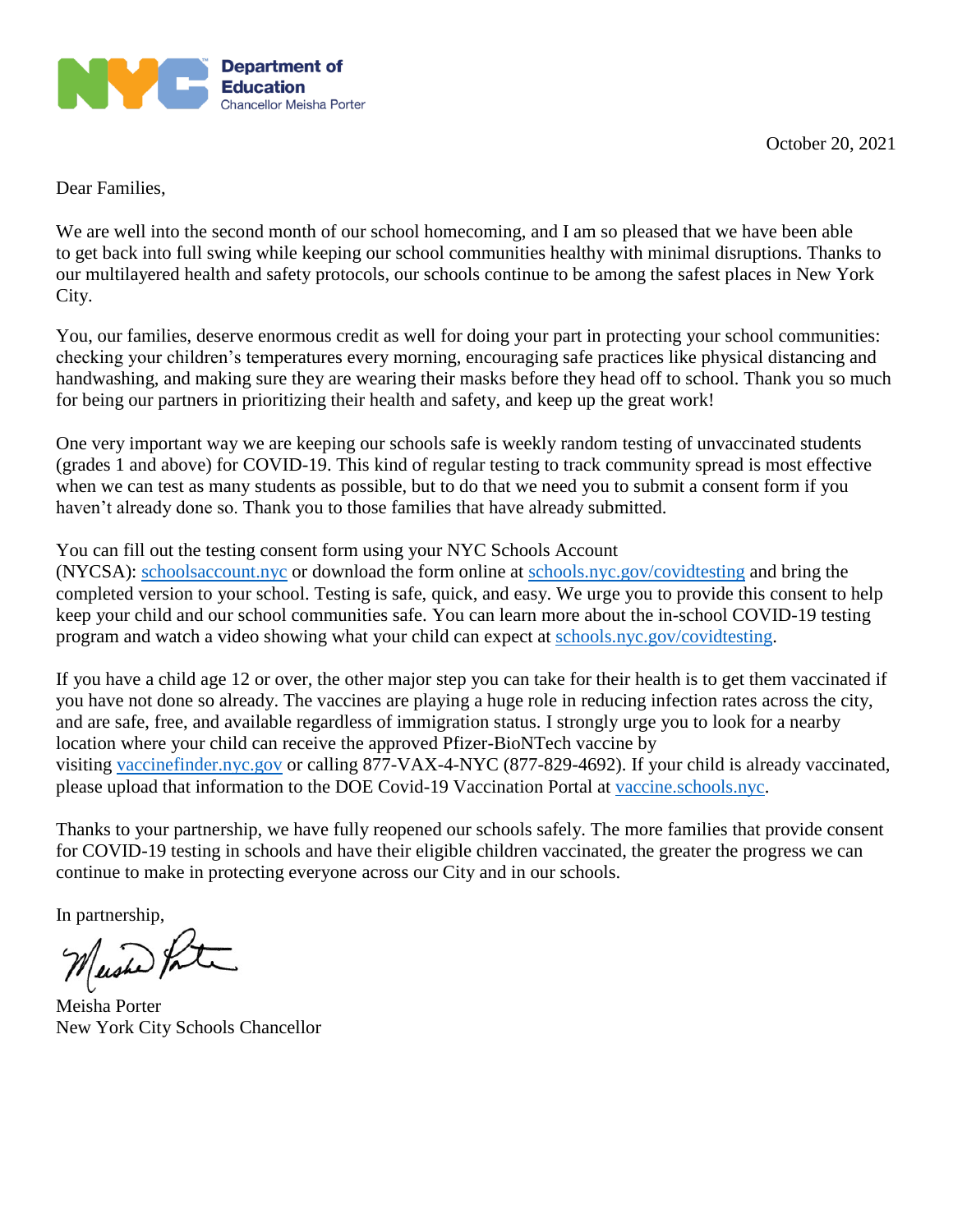NYC Department of Education
Chancellor Meisha Porter

October 20, 2021

Dear Families,

We are well into the second month of our school homecoming, and I am so pleased that we have been able to get back into full swing while keeping our school communities healthy with minimal disruptions. Thanks to our multilayered health and safety protocols, our schools continue to be among the safest places in New York City.

You, our families, deserve enormous credit as well for doing your part in protecting your school communities: checking your children's temperatures every morning, encouraging safe practices like physical distancing and handwashing, and making sure they are wearing their masks before they head off to school. Thank you so much for being our partners in prioritizing their health and safety, and keep up the great work!

One very important way we are keeping our schools safe is weekly random testing of unvaccinated students (grades 1 and above) for COVID-19. This kind of regular testing to track community spread is most effective when we can test as many students as possible, but to do that we need you to submit a consent form if you haven't already done so. Thank you to those families that have already submitted.

You can fill out the testing consent form using your NYC Schools Account (NYCSA): [schoolsaccount.nyc](schoolsaccount.nyc) or download the form online at [schools.nyc.gov/covidtesting](schools.nyc.gov/covidtesting) and bring the completed version to your school. Testing is safe, quick, and easy. We urge you to provide this consent to help keep your child and our school communities safe. You can learn more about the in-school COVID-19 testing program and watch a video showing what your child can expect at [schools.nyc.gov/covidtesting](schools.nyc.gov/covidtesting).

If you have a child age 12 or over, the other major step you can take for their health is to get them vaccinated if you have not done so already. The vaccines are playing a huge role in reducing infection rates across the city, and are safe, free, and available regardless of immigration status. I strongly urge you to look for a nearby location where your child can receive the approved Pfizer-BioNTech vaccine by visiting [vaccinefinder.nyc.gov](vaccinefinder.nyc.gov) or calling 877-VAX-4-NYC (877-829-4692). If your child is already vaccinated, please upload that information to the DOE Covid-19 Vaccination Portal at [vaccine.schools.nyc](vaccine.schools.nyc).

Thanks to your partnership, we have fully reopened our schools safely. The more families that provide consent for COVID-19 testing in schools and have their eligible children vaccinated, the greater the progress we can continue to make in protecting everyone across our City and in our schools.

In partnership,

Meisha Porter
New York City Schools Chancellor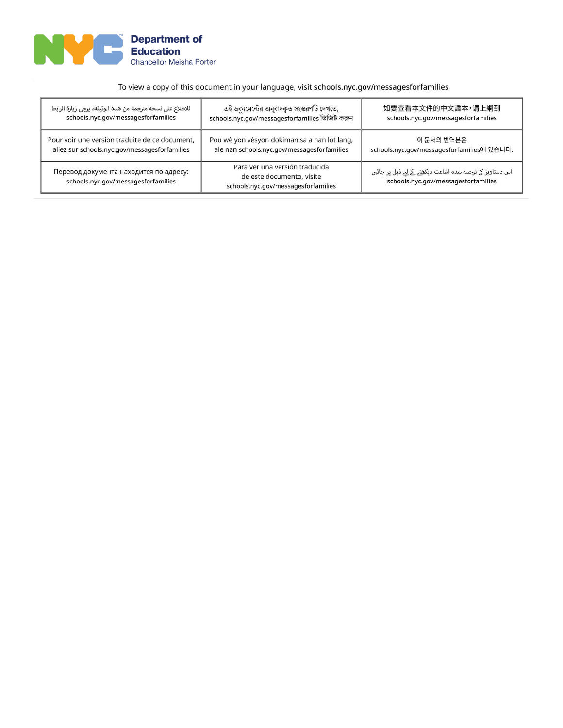Department of Education
Chancellor Meisha Porter

To view a copy of this document in your language, visit **schools.nyc.gov/messagesforfamilies**

| | | |
|---|---|---|
| للاطلاع على نسخة مترجمة من هذه الوثيقة، يرجى زيارة الرابط schools.nyc.gov/messagesforfamilies | এই ডকুমেন্টের অনুবাদকৃত সংস্করণটি দেখতে, schools.nyc.gov/messagesforfamilies ভিজিট করুন | 如要查看本文件的中文譯本，請上網到 schools.nyc.gov/messagesforfamilies |
| Pour voir une version traduite de ce document, allez sur schools.nyc.gov/messagesforfamilies | Pou wè yon vèsyon dokiman sa a nan lòt lang, ale nan schools.nyc.gov/messagesforfamilies | 이 문서의 번역본은 schools.nyc.gov/messagesforfamilies에 있습니다. |
| Перевод документа находится по адресу: schools.nyc.gov/messagesforfamilies | Para ver una versión traducida de este documento, visite schools.nyc.gov/messagesforfamilies | اس دستاویز کی ترجمہ شدہ اشاعت دیکھنے کے لیے ذیل پر جائیں schools.nyc.gov/messagesforfamilies |